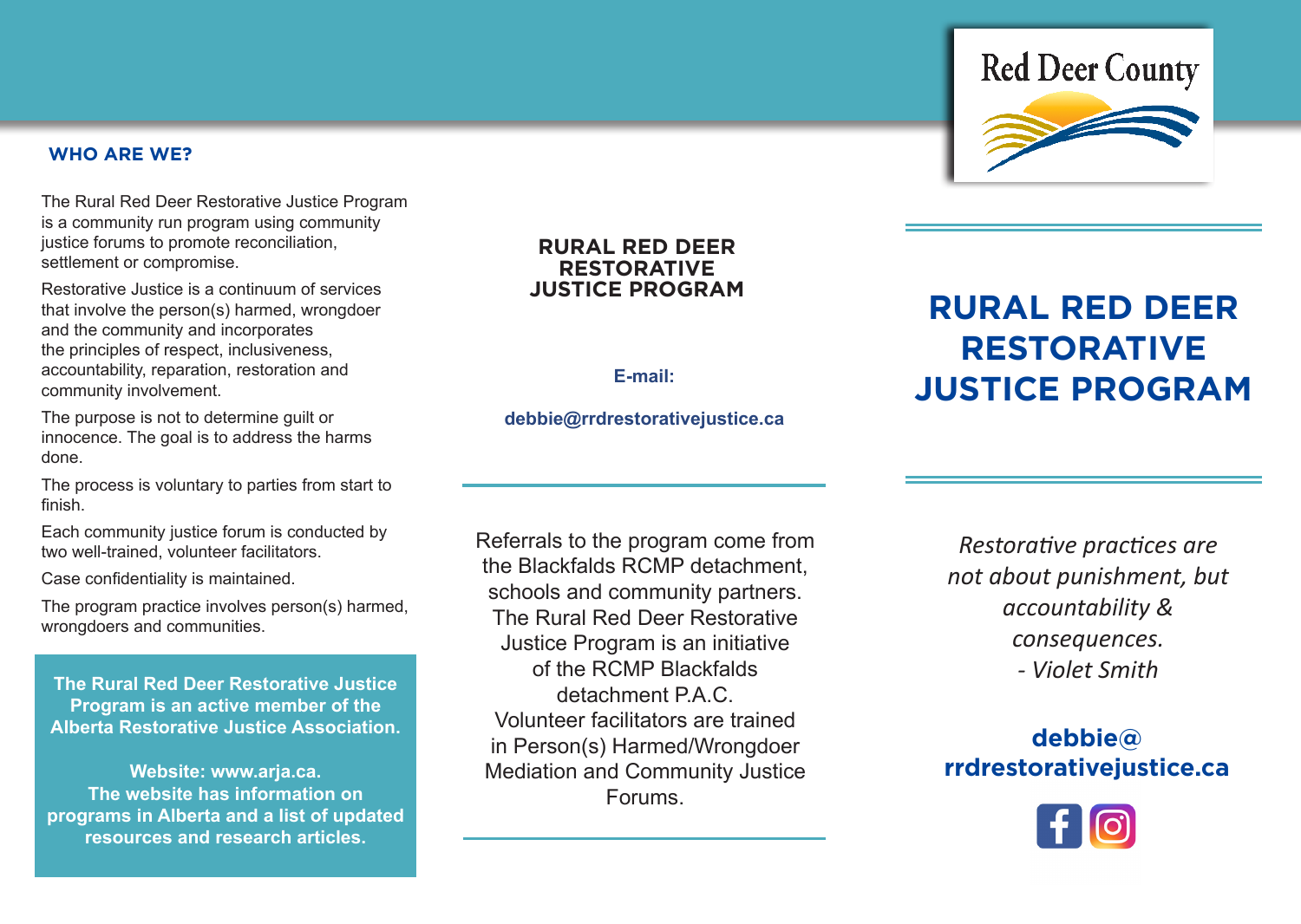## WHO ARE WE?

The Rural Red Deer Restorative Justice Program is a community run program using community justice forums to promote reconciliation, settlement or compromise.

Restorative Justice is a continuum of services that involve the person(s) harmed, wrongdoer and the community and incorporates the principles of respect, inclusiveness, accountability, reparation, restoration and community involvement.

The purpose is not to determine guilt or innocence. The goal is to address the harms done.

The process is voluntary to parties from start to finish.

Each community justice forum is conducted by two well-trained, volunteer facilitators.

Case confidentiality is maintained.

The program practice involves person(s) harmed, wrongdoers and communities.

**The Rural Red Deer Restorative Justice Program is an active member of the Alberta Restorative Justice Association.**

**Website: www.arja.ca.**
**The website has information on programs in Alberta and a list of updated resources and research articles.**

**RURAL RED DEER RESTORATIVE JUSTICE PROGRAM**

**E-mail:**

**debbie@rrdrestorativejustice.ca**

Referrals to the program come from the Blackfalds RCMP detachment, schools and community partners. The Rural Red Deer Restorative Justice Program is an initiative of the RCMP Blackfalds detachment P.A.C. Volunteer facilitators are trained in Person(s) Harmed/Wrongdoer Mediation and Community Justice Forums.

Red Deer County

# RURAL RED DEER RESTORATIVE JUSTICE PROGRAM

*Restorative practices are not about punishment, but accountability & consequences.*
*- Violet Smith*

**debbie@ rrdrestorativejustice.ca**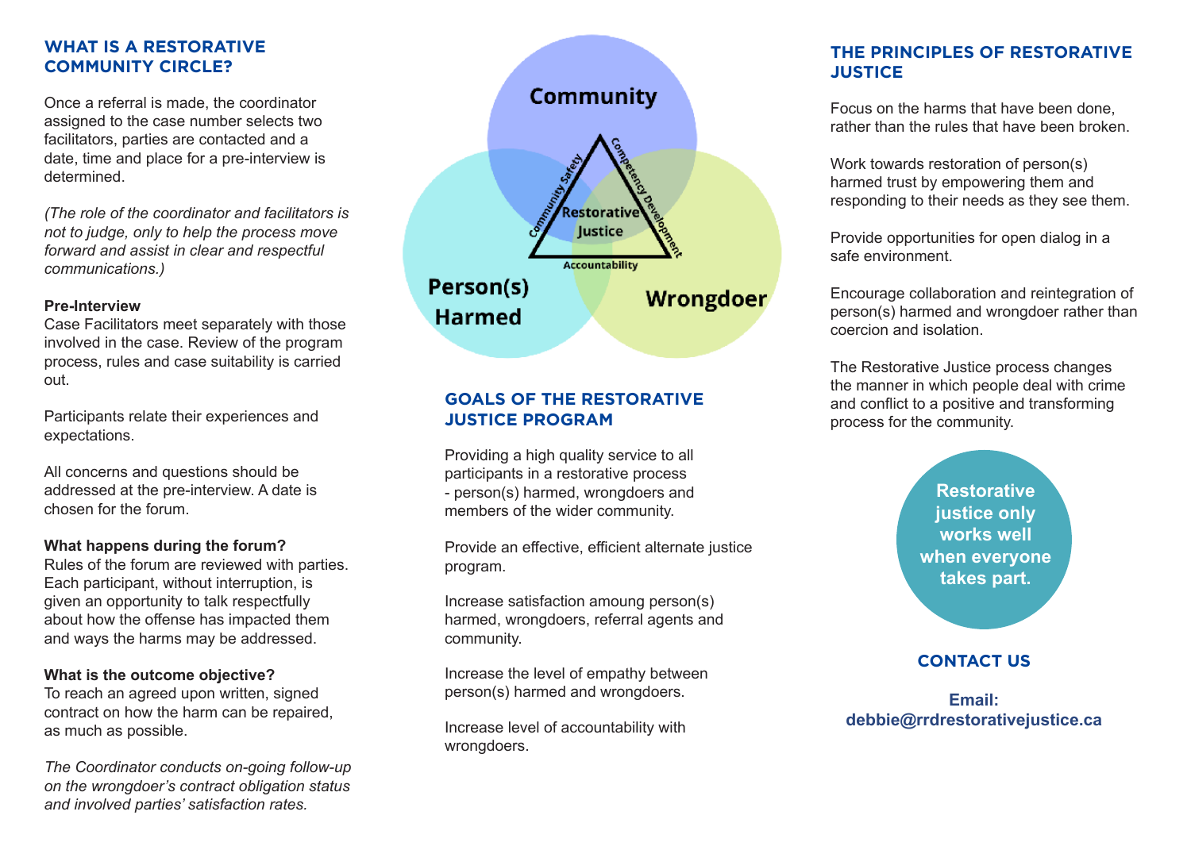## WHAT IS A RESTORATIVE COMMUNITY CIRCLE?

Once a referral is made, the coordinator assigned to the case number selects two facilitators, parties are contacted and a date, time and place for a pre-interview is determined.

*(The role of the coordinator and facilitators is not to judge, only to help the process move forward and assist in clear and respectful communications.)*

**Pre-Interview**
Case Facilitators meet separately with those involved in the case. Review of the program process, rules and case suitability is carried out.

Participants relate their experiences and expectations.

All concerns and questions should be addressed at the pre-interview. A date is chosen for the forum.

**What happens during the forum?**
Rules of the forum are reviewed with parties. Each participant, without interruption, is given an opportunity to talk respectfully about how the offense has impacted them and ways the harms may be addressed.

**What is the outcome objective?**
To reach an agreed upon written, signed contract on how the harm can be repaired, as much as possible.

*The Coordinator conducts on-going follow-up on the wrongdoer's contract obligation status and involved parties' satisfaction rates.*

Community

Person(s) Harmed

Wrongdoer

Restorative Justice

Community Safety

Competency Development

Accountability

## GOALS OF THE RESTORATIVE JUSTICE PROGRAM

Providing a high quality service to all participants in a restorative process - person(s) harmed, wrongdoers and members of the wider community.

Provide an effective, efficient alternate justice program.

Increase satisfaction amoung person(s) harmed, wrongdoers, referral agents and community.

Increase the level of empathy between person(s) harmed and wrongdoers.

Increase level of accountability with wrongdoers.

## THE PRINCIPLES OF RESTORATIVE JUSTICE

Focus on the harms that have been done, rather than the rules that have been broken.

Work towards restoration of person(s) harmed trust by empowering them and responding to their needs as they see them.

Provide opportunities for open dialog in a safe environment.

Encourage collaboration and reintegration of person(s) harmed and wrongdoer rather than coercion and isolation.

The Restorative Justice process changes the manner in which people deal with crime and conflict to a positive and transforming process for the community.

**Restorative justice only works well when everyone takes part.**

## CONTACT US

**Email:**
**debbie@rrdrestorativejustice.ca**